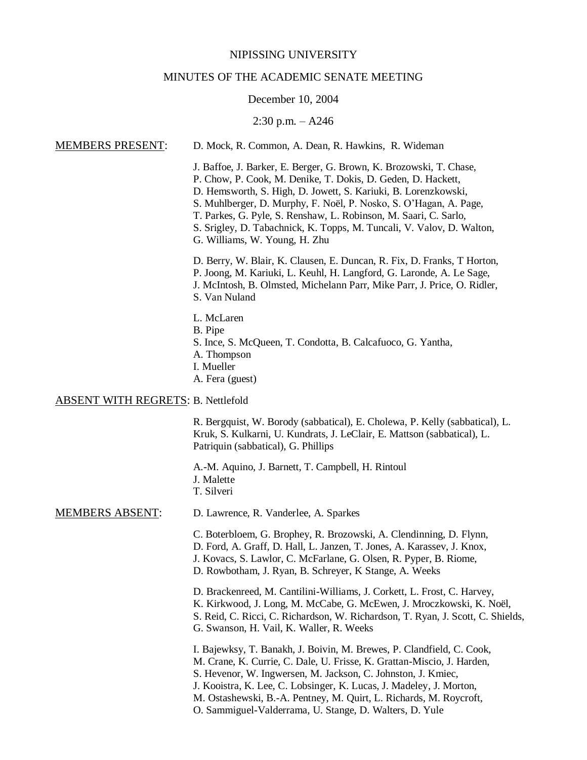NIPISSING UNIVERSITY

MINUTES OF THE ACADEMIC SENATE MEETING

December 10, 2004

2:30 p.m. – A246

MEMBERS PRESENT: D. Mock, R. Common, A. Dean, R. Hawkins, R. Wideman

J. Baffoe, J. Barker, E. Berger, G. Brown, K. Brozowski, T. Chase, P. Chow, P. Cook, M. Denike, T. Dokis, D. Geden, D. Hackett, D. Hemsworth, S. High, D. Jowett, S. Kariuki, B. Lorenzkowski, S. Muhlberger, D. Murphy, F. Noël, P. Nosko, S. O'Hagan, A. Page, T. Parkes, G. Pyle, S. Renshaw, L. Robinson, M. Saari, C. Sarlo, S. Srigley, D. Tabachnick, K. Topps, M. Tuncali, V. Valov, D. Walton, G. Williams, W. Young, H. Zhu

D. Berry, W. Blair, K. Clausen, E. Duncan, R. Fix, D. Franks, T Horton, P. Joong, M. Kariuki, L. Keuhl, H. Langford, G. Laronde, A. Le Sage, J. McIntosh, B. Olmsted, Michelann Parr, Mike Parr, J. Price, O. Ridler, S. Van Nuland

L. McLaren
B. Pipe
S. Ince, S. McQueen, T. Condotta, B. Calcafuoco, G. Yantha,
A. Thompson
I. Mueller
A. Fera (guest)

ABSENT WITH REGRETS: B. Nettlefold

R. Bergquist, W. Borody (sabbatical), E. Cholewa, P. Kelly (sabbatical), L. Kruk, S. Kulkarni, U. Kundrats, J. LeClair, E. Mattson (sabbatical), L. Patriquin (sabbatical), G. Phillips

A.-M. Aquino, J. Barnett, T. Campbell, H. Rintoul
J. Malette
T. Silveri

MEMBERS ABSENT: D. Lawrence, R. Vanderlee, A. Sparkes

C. Boterbloem, G. Brophey, R. Brozowski, A. Clendinning, D. Flynn, D. Ford, A. Graff, D. Hall, L. Janzen, T. Jones, A. Karassev, J. Knox, J. Kovacs, S. Lawlor, C. McFarlane, G. Olsen, R. Pyper, B. Riome, D. Rowbotham, J. Ryan, B. Schreyer, K Stange, A. Weeks

D. Brackenreed, M. Cantilini-Williams, J. Corkett, L. Frost, C. Harvey, K. Kirkwood, J. Long, M. McCabe, G. McEwen, J. Mroczkowski, K. Noël, S. Reid, C. Ricci, C. Richardson, W. Richardson, T. Ryan, J. Scott, C. Shields, G. Swanson, H. Vail, K. Waller, R. Weeks

I. Bajewksy, T. Banakh, J. Boivin, M. Brewes, P. Clandfield, C. Cook, M. Crane, K. Currie, C. Dale, U. Frisse, K. Grattan-Miscio, J. Harden, S. Hevenor, W. Ingwersen, M. Jackson, C. Johnston, J. Kmiec, J. Kooistra, K. Lee, C. Lobsinger, K. Lucas, J. Madeley, J. Morton, M. Ostashewski, B.-A. Pentney, M. Quirt, L. Richards, M. Roycroft, O. Sammiguel-Valderrama, U. Stange, D. Walters, D. Yule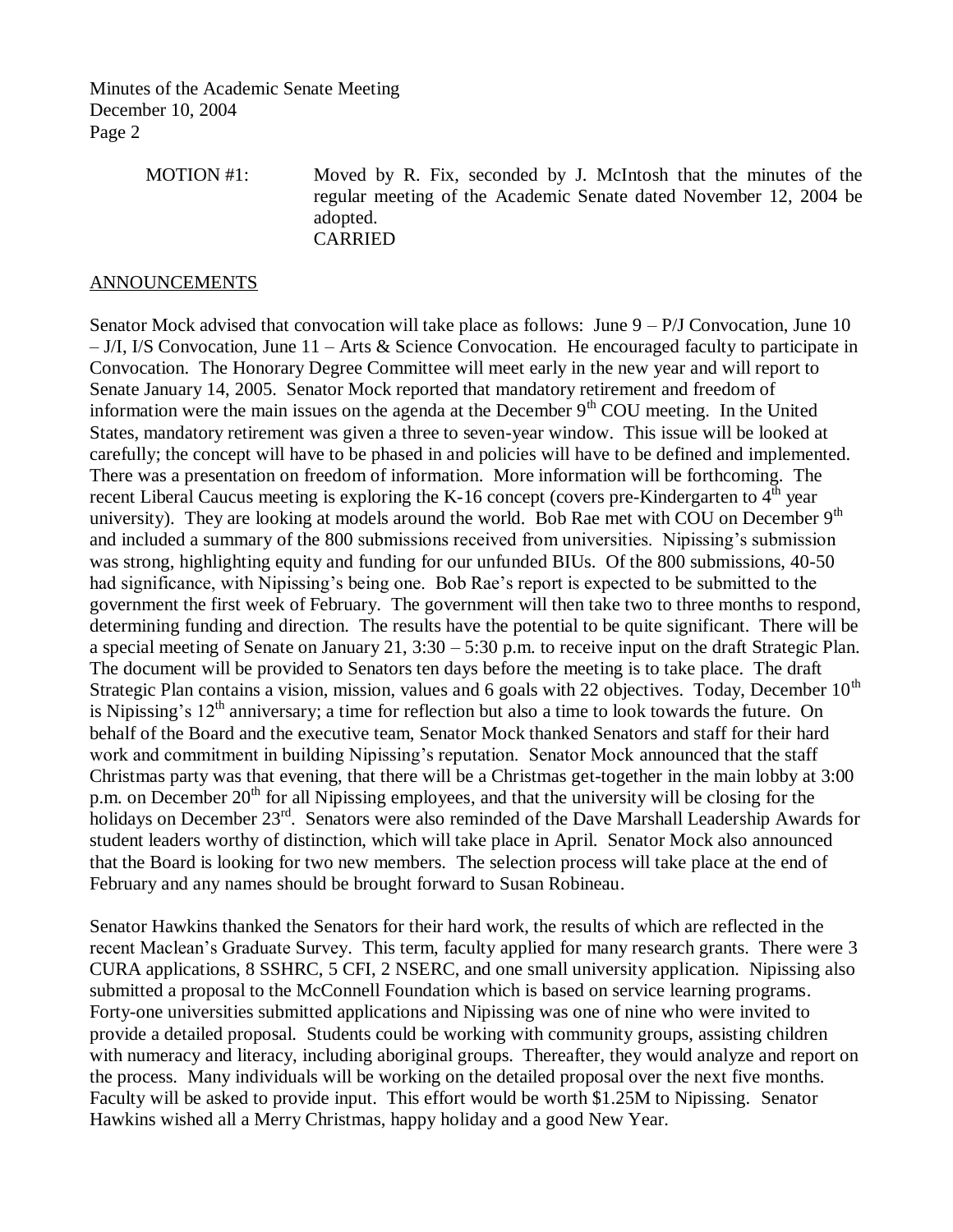MOTION #1: Moved by R. Fix, seconded by J. McIntosh that the minutes of the regular meeting of the Academic Senate dated November 12, 2004 be adopted.
CARRIED

## ANNOUNCEMENTS

Senator Mock advised that convocation will take place as follows: June 9 – P/J Convocation, June 10 – J/I, I/S Convocation, June 11 – Arts & Science Convocation. He encouraged faculty to participate in Convocation. The Honorary Degree Committee will meet early in the new year and will report to Senate January 14, 2005. Senator Mock reported that mandatory retirement and freedom of information were the main issues on the agenda at the December 9th COU meeting. In the United States, mandatory retirement was given a three to seven-year window. This issue will be looked at carefully; the concept will have to be phased in and policies will have to be defined and implemented. There was a presentation on freedom of information. More information will be forthcoming. The recent Liberal Caucus meeting is exploring the K-16 concept (covers pre-Kindergarten to 4th year university). They are looking at models around the world. Bob Rae met with COU on December 9th and included a summary of the 800 submissions received from universities. Nipissing's submission was strong, highlighting equity and funding for our unfunded BIUs. Of the 800 submissions, 40-50 had significance, with Nipissing's being one. Bob Rae's report is expected to be submitted to the government the first week of February. The government will then take two to three months to respond, determining funding and direction. The results have the potential to be quite significant. There will be a special meeting of Senate on January 21, 3:30 – 5:30 p.m. to receive input on the draft Strategic Plan. The document will be provided to Senators ten days before the meeting is to take place. The draft Strategic Plan contains a vision, mission, values and 6 goals with 22 objectives. Today, December 10th is Nipissing's 12th anniversary; a time for reflection but also a time to look towards the future. On behalf of the Board and the executive team, Senator Mock thanked Senators and staff for their hard work and commitment in building Nipissing's reputation. Senator Mock announced that the staff Christmas party was that evening, that there will be a Christmas get-together in the main lobby at 3:00 p.m. on December 20th for all Nipissing employees, and that the university will be closing for the holidays on December 23rd. Senators were also reminded of the Dave Marshall Leadership Awards for student leaders worthy of distinction, which will take place in April. Senator Mock also announced that the Board is looking for two new members. The selection process will take place at the end of February and any names should be brought forward to Susan Robineau.

Senator Hawkins thanked the Senators for their hard work, the results of which are reflected in the recent Maclean's Graduate Survey. This term, faculty applied for many research grants. There were 3 CURA applications, 8 SSHRC, 5 CFI, 2 NSERC, and one small university application. Nipissing also submitted a proposal to the McConnell Foundation which is based on service learning programs. Forty-one universities submitted applications and Nipissing was one of nine who were invited to provide a detailed proposal. Students could be working with community groups, assisting children with numeracy and literacy, including aboriginal groups. Thereafter, they would analyze and report on the process. Many individuals will be working on the detailed proposal over the next five months. Faculty will be asked to provide input. This effort would be worth $1.25M to Nipissing. Senator Hawkins wished all a Merry Christmas, happy holiday and a good New Year.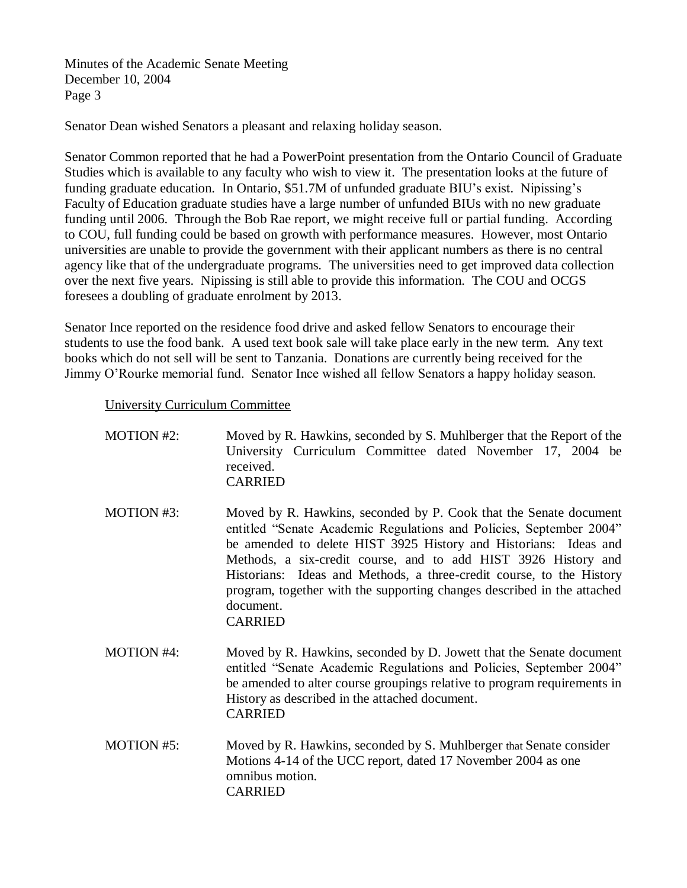Senator Dean wished Senators a pleasant and relaxing holiday season.

Senator Common reported that he had a PowerPoint presentation from the Ontario Council of Graduate Studies which is available to any faculty who wish to view it. The presentation looks at the future of funding graduate education. In Ontario, $51.7M of unfunded graduate BIU's exist. Nipissing's Faculty of Education graduate studies have a large number of unfunded BIUs with no new graduate funding until 2006. Through the Bob Rae report, we might receive full or partial funding. According to COU, full funding could be based on growth with performance measures. However, most Ontario universities are unable to provide the government with their applicant numbers as there is no central agency like that of the undergraduate programs. The universities need to get improved data collection over the next five years. Nipissing is still able to provide this information. The COU and OCGS foresees a doubling of graduate enrolment by 2013.

Senator Ince reported on the residence food drive and asked fellow Senators to encourage their students to use the food bank. A used text book sale will take place early in the new term. Any text books which do not sell will be sent to Tanzania. Donations are currently being received for the Jimmy O'Rourke memorial fund. Senator Ince wished all fellow Senators a happy holiday season.

University Curriculum Committee

MOTION #2: Moved by R. Hawkins, seconded by S. Muhlberger that the Report of the University Curriculum Committee dated November 17, 2004 be received.
CARRIED

MOTION #3: Moved by R. Hawkins, seconded by P. Cook that the Senate document entitled "Senate Academic Regulations and Policies, September 2004" be amended to delete HIST 3925 History and Historians: Ideas and Methods, a six-credit course, and to add HIST 3926 History and Historians: Ideas and Methods, a three-credit course, to the History program, together with the supporting changes described in the attached document.
CARRIED

MOTION #4: Moved by R. Hawkins, seconded by D. Jowett that the Senate document entitled "Senate Academic Regulations and Policies, September 2004" be amended to alter course groupings relative to program requirements in History as described in the attached document.
CARRIED

MOTION #5: Moved by R. Hawkins, seconded by S. Muhlberger that Senate consider Motions 4-14 of the UCC report, dated 17 November 2004 as one omnibus motion.
CARRIED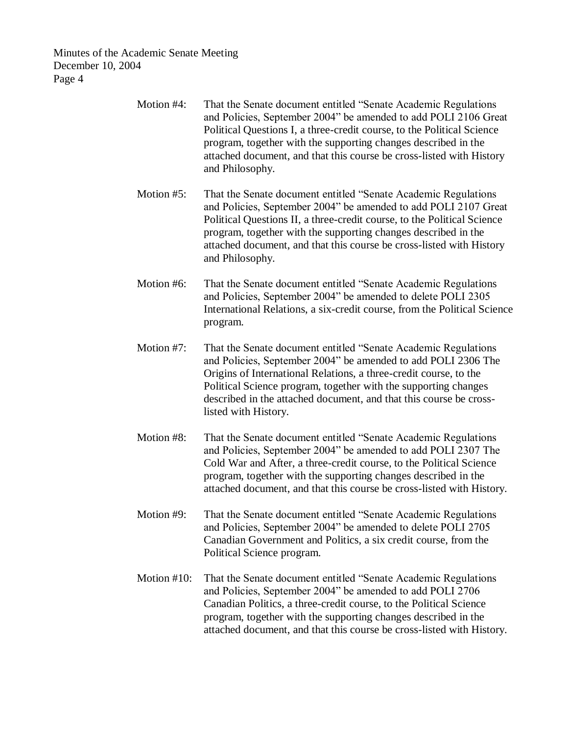Motion #4: That the Senate document entitled "Senate Academic Regulations and Policies, September 2004" be amended to add POLI 2106 Great Political Questions I, a three-credit course, to the Political Science program, together with the supporting changes described in the attached document, and that this course be cross-listed with History and Philosophy.

Motion #5: That the Senate document entitled "Senate Academic Regulations and Policies, September 2004" be amended to add POLI 2107 Great Political Questions II, a three-credit course, to the Political Science program, together with the supporting changes described in the attached document, and that this course be cross-listed with History and Philosophy.

Motion #6: That the Senate document entitled "Senate Academic Regulations and Policies, September 2004" be amended to delete POLI 2305 International Relations, a six-credit course, from the Political Science program.

Motion #7: That the Senate document entitled "Senate Academic Regulations and Policies, September 2004" be amended to add POLI 2306 The Origins of International Relations, a three-credit course, to the Political Science program, together with the supporting changes described in the attached document, and that this course be cross-listed with History.

Motion #8: That the Senate document entitled "Senate Academic Regulations and Policies, September 2004" be amended to add POLI 2307 The Cold War and After, a three-credit course, to the Political Science program, together with the supporting changes described in the attached document, and that this course be cross-listed with History.

Motion #9: That the Senate document entitled "Senate Academic Regulations and Policies, September 2004" be amended to delete POLI 2705 Canadian Government and Politics, a six credit course, from the Political Science program.

Motion #10: That the Senate document entitled "Senate Academic Regulations and Policies, September 2004" be amended to add POLI 2706 Canadian Politics, a three-credit course, to the Political Science program, together with the supporting changes described in the attached document, and that this course be cross-listed with History.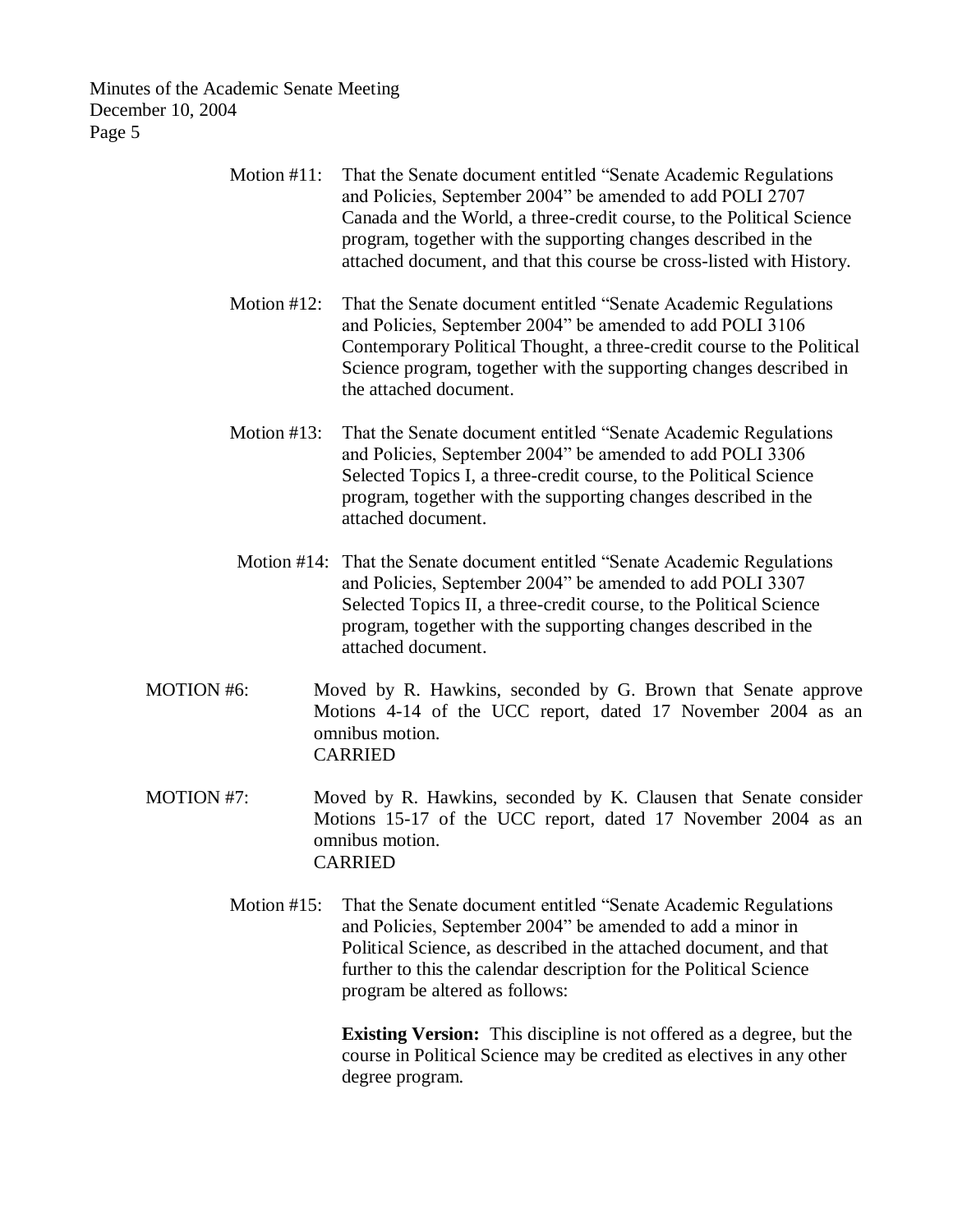Motion #11: That the Senate document entitled "Senate Academic Regulations and Policies, September 2004" be amended to add POLI 2707 Canada and the World, a three-credit course, to the Political Science program, together with the supporting changes described in the attached document, and that this course be cross-listed with History.

Motion #12: That the Senate document entitled "Senate Academic Regulations and Policies, September 2004" be amended to add POLI 3106 Contemporary Political Thought, a three-credit course to the Political Science program, together with the supporting changes described in the attached document.

Motion #13: That the Senate document entitled "Senate Academic Regulations and Policies, September 2004" be amended to add POLI 3306 Selected Topics I, a three-credit course, to the Political Science program, together with the supporting changes described in the attached document.

Motion #14: That the Senate document entitled "Senate Academic Regulations and Policies, September 2004" be amended to add POLI 3307 Selected Topics II, a three-credit course, to the Political Science program, together with the supporting changes described in the attached document.

MOTION #6: Moved by R. Hawkins, seconded by G. Brown that Senate approve Motions 4-14 of the UCC report, dated 17 November 2004 as an omnibus motion.
CARRIED

MOTION #7: Moved by R. Hawkins, seconded by K. Clausen that Senate consider Motions 15-17 of the UCC report, dated 17 November 2004 as an omnibus motion.
CARRIED

Motion #15: That the Senate document entitled "Senate Academic Regulations and Policies, September 2004" be amended to add a minor in Political Science, as described in the attached document, and that further to this the calendar description for the Political Science program be altered as follows:

**Existing Version:** This discipline is not offered as a degree, but the course in Political Science may be credited as electives in any other degree program.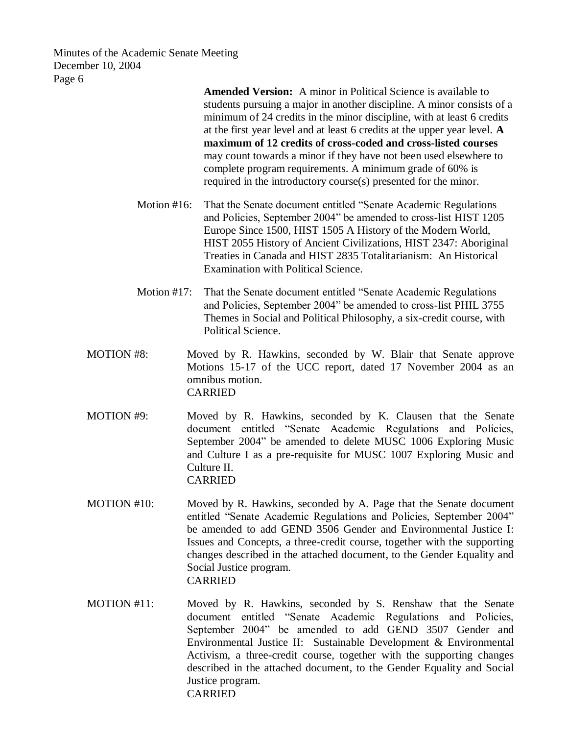**Amended Version:** A minor in Political Science is available to students pursuing a major in another discipline. A minor consists of a minimum of 24 credits in the minor discipline, with at least 6 credits at the first year level and at least 6 credits at the upper year level. **A maximum of 12 credits of cross-coded and cross-listed courses** may count towards a minor if they have not been used elsewhere to complete program requirements. A minimum grade of 60% is required in the introductory course(s) presented for the minor.

Motion #16: That the Senate document entitled "Senate Academic Regulations and Policies, September 2004" be amended to cross-list HIST 1205 Europe Since 1500, HIST 1505 A History of the Modern World, HIST 2055 History of Ancient Civilizations, HIST 2347: Aboriginal Treaties in Canada and HIST 2835 Totalitarianism: An Historical Examination with Political Science.

Motion #17: That the Senate document entitled "Senate Academic Regulations and Policies, September 2004" be amended to cross-list PHIL 3755 Themes in Social and Political Philosophy, a six-credit course, with Political Science.

MOTION #8: Moved by R. Hawkins, seconded by W. Blair that Senate approve Motions 15-17 of the UCC report, dated 17 November 2004 as an omnibus motion.
CARRIED

MOTION #9: Moved by R. Hawkins, seconded by K. Clausen that the Senate document entitled "Senate Academic Regulations and Policies, September 2004" be amended to delete MUSC 1006 Exploring Music and Culture I as a pre-requisite for MUSC 1007 Exploring Music and Culture II.
CARRIED

MOTION #10: Moved by R. Hawkins, seconded by A. Page that the Senate document entitled "Senate Academic Regulations and Policies, September 2004" be amended to add GEND 3506 Gender and Environmental Justice I: Issues and Concepts, a three-credit course, together with the supporting changes described in the attached document, to the Gender Equality and Social Justice program.
CARRIED

MOTION #11: Moved by R. Hawkins, seconded by S. Renshaw that the Senate document entitled "Senate Academic Regulations and Policies, September 2004" be amended to add GEND 3507 Gender and Environmental Justice II: Sustainable Development & Environmental Activism, a three-credit course, together with the supporting changes described in the attached document, to the Gender Equality and Social Justice program.
CARRIED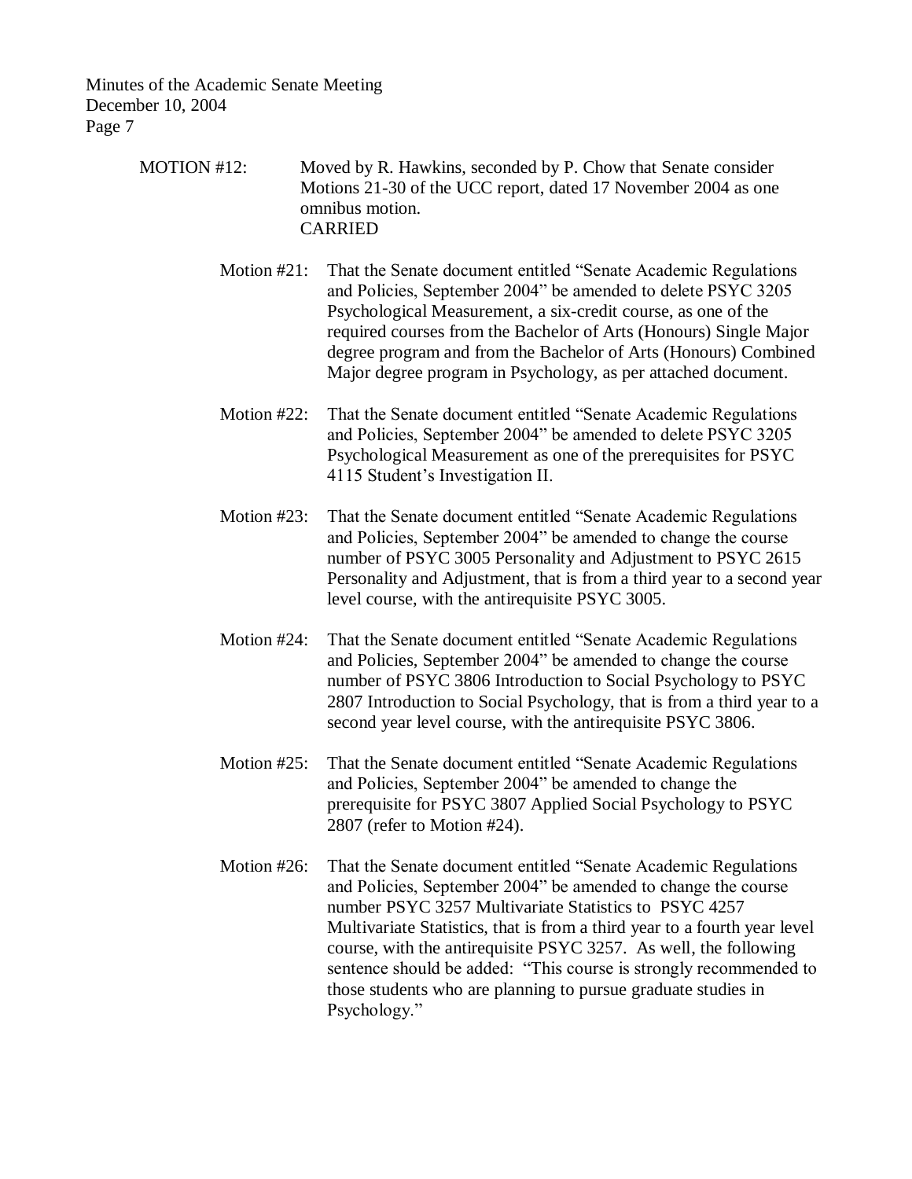MOTION #12: Moved by R. Hawkins, seconded by P. Chow that Senate consider Motions 21-30 of the UCC report, dated 17 November 2004 as one omnibus motion.
CARRIED

Motion #21: That the Senate document entitled "Senate Academic Regulations and Policies, September 2004" be amended to delete PSYC 3205 Psychological Measurement, a six-credit course, as one of the required courses from the Bachelor of Arts (Honours) Single Major degree program and from the Bachelor of Arts (Honours) Combined Major degree program in Psychology, as per attached document.

Motion #22: That the Senate document entitled "Senate Academic Regulations and Policies, September 2004" be amended to delete PSYC 3205 Psychological Measurement as one of the prerequisites for PSYC 4115 Student's Investigation II.

Motion #23: That the Senate document entitled "Senate Academic Regulations and Policies, September 2004" be amended to change the course number of PSYC 3005 Personality and Adjustment to PSYC 2615 Personality and Adjustment, that is from a third year to a second year level course, with the antirequisite PSYC 3005.

Motion #24: That the Senate document entitled "Senate Academic Regulations and Policies, September 2004" be amended to change the course number of PSYC 3806 Introduction to Social Psychology to PSYC 2807 Introduction to Social Psychology, that is from a third year to a second year level course, with the antirequisite PSYC 3806.

Motion #25: That the Senate document entitled "Senate Academic Regulations and Policies, September 2004" be amended to change the prerequisite for PSYC 3807 Applied Social Psychology to PSYC 2807 (refer to Motion #24).

Motion #26: That the Senate document entitled "Senate Academic Regulations and Policies, September 2004" be amended to change the course number PSYC 3257 Multivariate Statistics to PSYC 4257 Multivariate Statistics, that is from a third year to a fourth year level course, with the antirequisite PSYC 3257. As well, the following sentence should be added: "This course is strongly recommended to those students who are planning to pursue graduate studies in Psychology."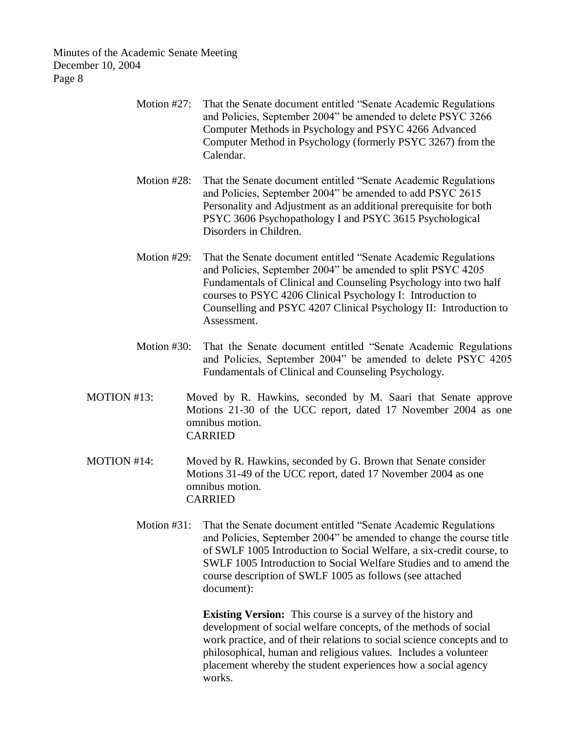Motion #27: That the Senate document entitled "Senate Academic Regulations and Policies, September 2004" be amended to delete PSYC 3266 Computer Methods in Psychology and PSYC 4266 Advanced Computer Method in Psychology (formerly PSYC 3267) from the Calendar.

Motion #28: That the Senate document entitled "Senate Academic Regulations and Policies, September 2004" be amended to add PSYC 2615 Personality and Adjustment as an additional prerequisite for both PSYC 3606 Psychopathology I and PSYC 3615 Psychological Disorders in Children.

Motion #29: That the Senate document entitled "Senate Academic Regulations and Policies, September 2004" be amended to split PSYC 4205 Fundamentals of Clinical and Counseling Psychology into two half courses to PSYC 4206 Clinical Psychology I: Introduction to Counselling and PSYC 4207 Clinical Psychology II: Introduction to Assessment.

Motion #30: That the Senate document entitled "Senate Academic Regulations and Policies, September 2004" be amended to delete PSYC 4205 Fundamentals of Clinical and Counseling Psychology.

MOTION #13: Moved by R. Hawkins, seconded by M. Saari that Senate approve Motions 21-30 of the UCC report, dated 17 November 2004 as one omnibus motion.
CARRIED

MOTION #14: Moved by R. Hawkins, seconded by G. Brown that Senate consider Motions 31-49 of the UCC report, dated 17 November 2004 as one omnibus motion.
CARRIED

Motion #31: That the Senate document entitled "Senate Academic Regulations and Policies, September 2004" be amended to change the course title of SWLF 1005 Introduction to Social Welfare, a six-credit course, to SWLF 1005 Introduction to Social Welfare Studies and to amend the course description of SWLF 1005 as follows (see attached document):

**Existing Version:** This course is a survey of the history and development of social welfare concepts, of the methods of social work practice, and of their relations to social science concepts and to philosophical, human and religious values. Includes a volunteer placement whereby the student experiences how a social agency works.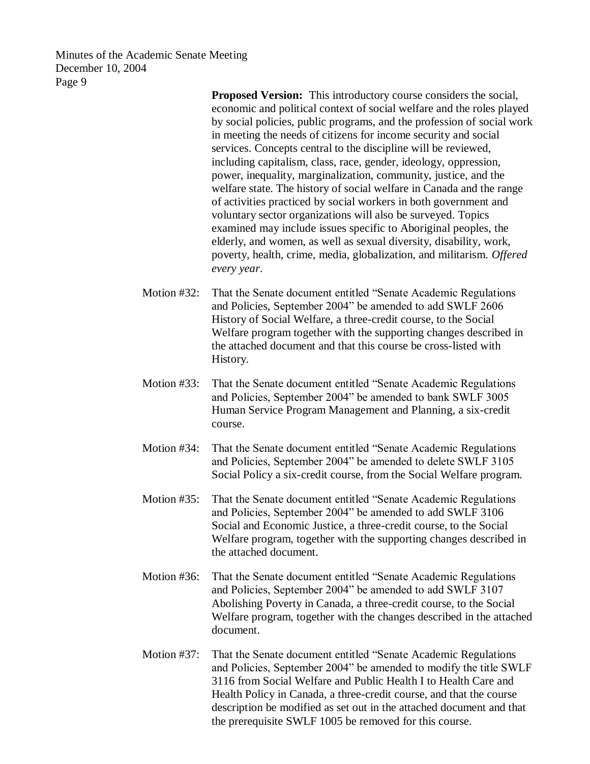**Proposed Version:** This introductory course considers the social, economic and political context of social welfare and the roles played by social policies, public programs, and the profession of social work in meeting the needs of citizens for income security and social services. Concepts central to the discipline will be reviewed, including capitalism, class, race, gender, ideology, oppression, power, inequality, marginalization, community, justice, and the welfare state. The history of social welfare in Canada and the range of activities practiced by social workers in both government and voluntary sector organizations will also be surveyed. Topics examined may include issues specific to Aboriginal peoples, the elderly, and women, as well as sexual diversity, disability, work, poverty, health, crime, media, globalization, and militarism. *Offered every year*.

Motion #32: That the Senate document entitled "Senate Academic Regulations and Policies, September 2004" be amended to add SWLF 2606 History of Social Welfare, a three-credit course, to the Social Welfare program together with the supporting changes described in the attached document and that this course be cross-listed with History.

Motion #33: That the Senate document entitled "Senate Academic Regulations and Policies, September 2004" be amended to bank SWLF 3005 Human Service Program Management and Planning, a six-credit course.

Motion #34: That the Senate document entitled "Senate Academic Regulations and Policies, September 2004" be amended to delete SWLF 3105 Social Policy a six-credit course, from the Social Welfare program.

Motion #35: That the Senate document entitled "Senate Academic Regulations and Policies, September 2004" be amended to add SWLF 3106 Social and Economic Justice, a three-credit course, to the Social Welfare program, together with the supporting changes described in the attached document.

Motion #36: That the Senate document entitled "Senate Academic Regulations and Policies, September 2004" be amended to add SWLF 3107 Abolishing Poverty in Canada, a three-credit course, to the Social Welfare program, together with the changes described in the attached document.

Motion #37: That the Senate document entitled "Senate Academic Regulations and Policies, September 2004" be amended to modify the title SWLF 3116 from Social Welfare and Public Health I to Health Care and Health Policy in Canada, a three-credit course, and that the course description be modified as set out in the attached document and that the prerequisite SWLF 1005 be removed for this course.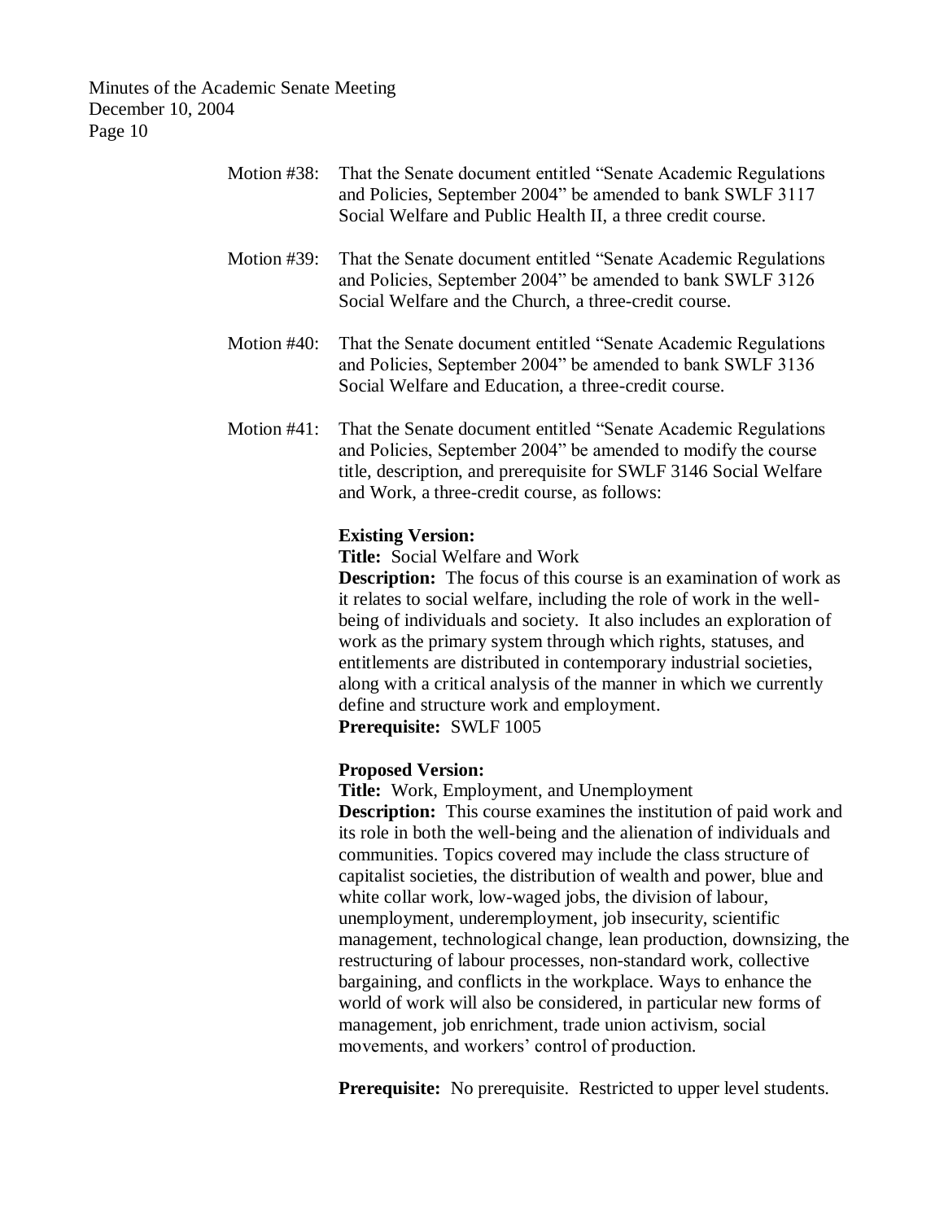Motion #38: That the Senate document entitled "Senate Academic Regulations and Policies, September 2004" be amended to bank SWLF 3117 Social Welfare and Public Health II, a three credit course.

Motion #39: That the Senate document entitled "Senate Academic Regulations and Policies, September 2004" be amended to bank SWLF 3126 Social Welfare and the Church, a three-credit course.

Motion #40: That the Senate document entitled "Senate Academic Regulations and Policies, September 2004" be amended to bank SWLF 3136 Social Welfare and Education, a three-credit course.

Motion #41: That the Senate document entitled "Senate Academic Regulations and Policies, September 2004" be amended to modify the course title, description, and prerequisite for SWLF 3146 Social Welfare and Work, a three-credit course, as follows:

**Existing Version:**
**Title:** Social Welfare and Work
**Description:** The focus of this course is an examination of work as it relates to social welfare, including the role of work in the well-being of individuals and society. It also includes an exploration of work as the primary system through which rights, statuses, and entitlements are distributed in contemporary industrial societies, along with a critical analysis of the manner in which we currently define and structure work and employment.
**Prerequisite:** SWLF 1005

**Proposed Version:**
**Title:** Work, Employment, and Unemployment
**Description:** This course examines the institution of paid work and its role in both the well-being and the alienation of individuals and communities. Topics covered may include the class structure of capitalist societies, the distribution of wealth and power, blue and white collar work, low-waged jobs, the division of labour, unemployment, underemployment, job insecurity, scientific management, technological change, lean production, downsizing, the restructuring of labour processes, non-standard work, collective bargaining, and conflicts in the workplace. Ways to enhance the world of work will also be considered, in particular new forms of management, job enrichment, trade union activism, social movements, and workers' control of production.

**Prerequisite:** No prerequisite. Restricted to upper level students.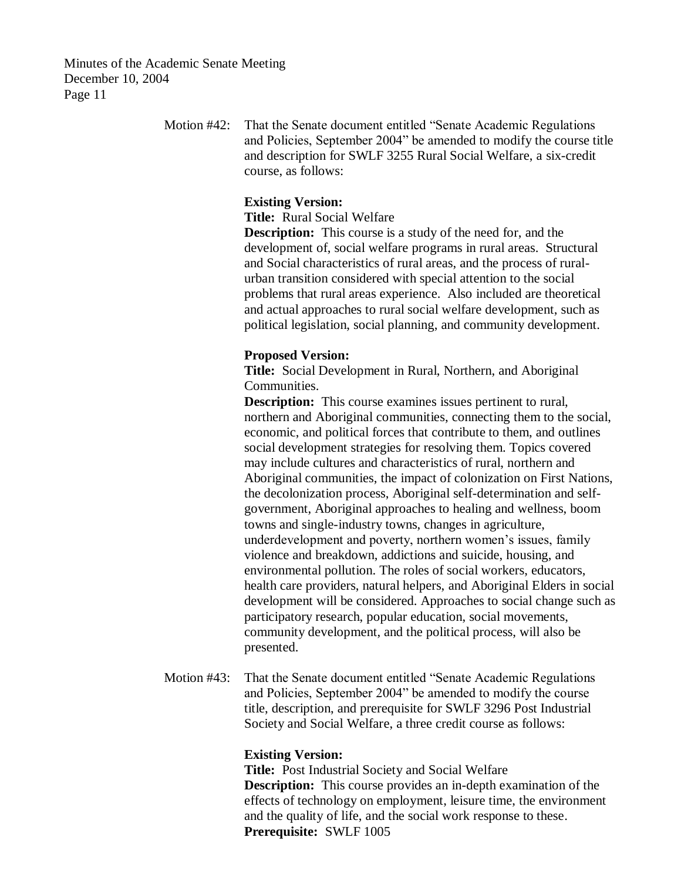Motion #42: That the Senate document entitled "Senate Academic Regulations and Policies, September 2004" be amended to modify the course title and description for SWLF 3255 Rural Social Welfare, a six-credit course, as follows:

**Existing Version:**

**Title:** Rural Social Welfare

**Description:** This course is a study of the need for, and the development of, social welfare programs in rural areas. Structural and Social characteristics of rural areas, and the process of rural-urban transition considered with special attention to the social problems that rural areas experience. Also included are theoretical and actual approaches to rural social welfare development, such as political legislation, social planning, and community development.

**Proposed Version:**

**Title:** Social Development in Rural, Northern, and Aboriginal Communities.

**Description:** This course examines issues pertinent to rural, northern and Aboriginal communities, connecting them to the social, economic, and political forces that contribute to them, and outlines social development strategies for resolving them. Topics covered may include cultures and characteristics of rural, northern and Aboriginal communities, the impact of colonization on First Nations, the decolonization process, Aboriginal self-determination and self-government, Aboriginal approaches to healing and wellness, boom towns and single-industry towns, changes in agriculture, underdevelopment and poverty, northern women's issues, family violence and breakdown, addictions and suicide, housing, and environmental pollution. The roles of social workers, educators, health care providers, natural helpers, and Aboriginal Elders in social development will be considered. Approaches to social change such as participatory research, popular education, social movements, community development, and the political process, will also be presented.

Motion #43: That the Senate document entitled "Senate Academic Regulations and Policies, September 2004" be amended to modify the course title, description, and prerequisite for SWLF 3296 Post Industrial Society and Social Welfare, a three credit course as follows:

**Existing Version:**

**Title:** Post Industrial Society and Social Welfare

**Description:** This course provides an in-depth examination of the effects of technology on employment, leisure time, the environment and the quality of life, and the social work response to these.

**Prerequisite:** SWLF 1005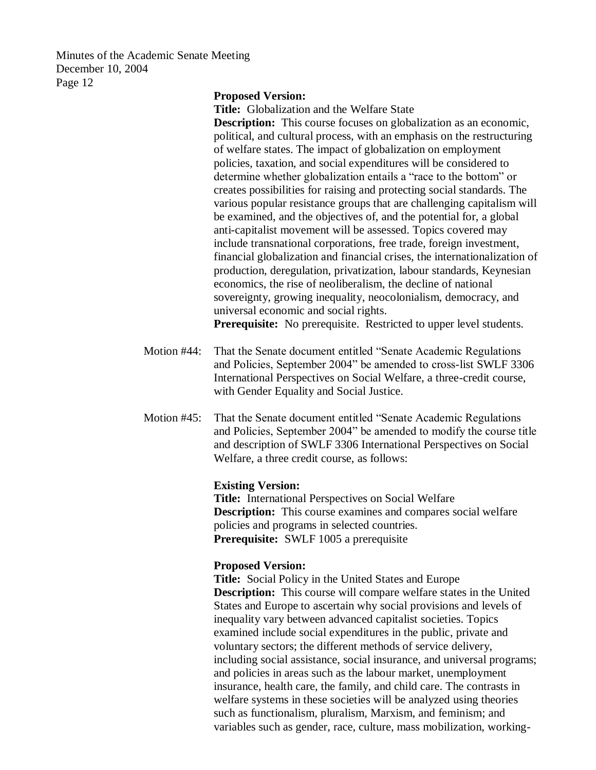**Proposed Version:**
**Title:** Globalization and the Welfare State
**Description:** This course focuses on globalization as an economic, political, and cultural process, with an emphasis on the restructuring of welfare states. The impact of globalization on employment policies, taxation, and social expenditures will be considered to determine whether globalization entails a "race to the bottom" or creates possibilities for raising and protecting social standards. The various popular resistance groups that are challenging capitalism will be examined, and the objectives of, and the potential for, a global anti-capitalist movement will be assessed. Topics covered may include transnational corporations, free trade, foreign investment, financial globalization and financial crises, the internationalization of production, deregulation, privatization, labour standards, Keynesian economics, the rise of neoliberalism, the decline of national sovereignty, growing inequality, neocolonialism, democracy, and universal economic and social rights.
**Prerequisite:** No prerequisite. Restricted to upper level students.

Motion #44: That the Senate document entitled "Senate Academic Regulations and Policies, September 2004" be amended to cross-list SWLF 3306 International Perspectives on Social Welfare, a three-credit course, with Gender Equality and Social Justice.

Motion #45: That the Senate document entitled "Senate Academic Regulations and Policies, September 2004" be amended to modify the course title and description of SWLF 3306 International Perspectives on Social Welfare, a three credit course, as follows:

**Existing Version:**
**Title:** International Perspectives on Social Welfare
**Description:** This course examines and compares social welfare policies and programs in selected countries.
**Prerequisite:** SWLF 1005 a prerequisite

**Proposed Version:**
**Title:** Social Policy in the United States and Europe
**Description:** This course will compare welfare states in the United States and Europe to ascertain why social provisions and levels of inequality vary between advanced capitalist societies. Topics examined include social expenditures in the public, private and voluntary sectors; the different methods of service delivery, including social assistance, social insurance, and universal programs; and policies in areas such as the labour market, unemployment insurance, health care, the family, and child care. The contrasts in welfare systems in these societies will be analyzed using theories such as functionalism, pluralism, Marxism, and feminism; and variables such as gender, race, culture, mass mobilization, working-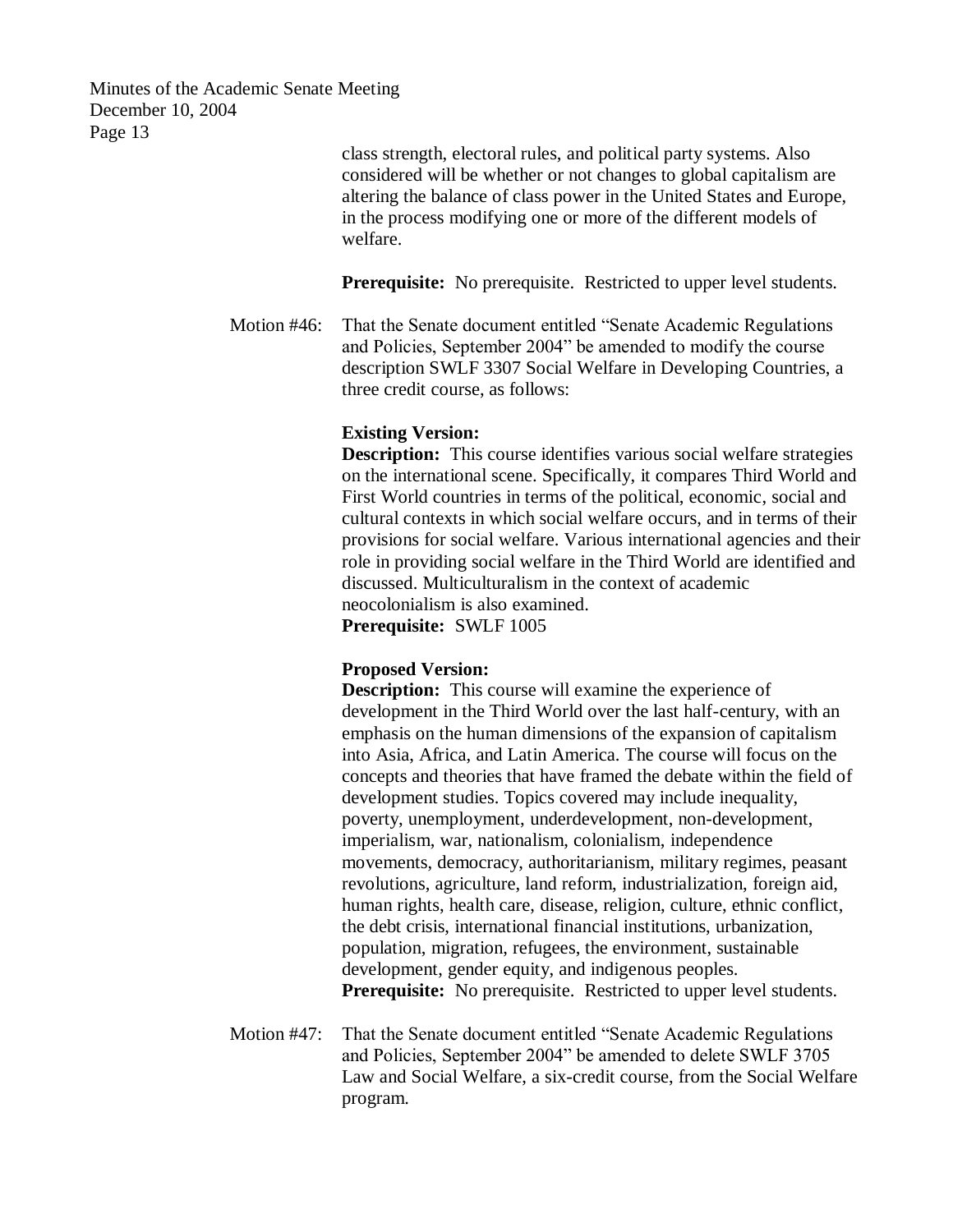class strength, electoral rules, and political party systems. Also considered will be whether or not changes to global capitalism are altering the balance of class power in the United States and Europe, in the process modifying one or more of the different models of welfare.

**Prerequisite:** No prerequisite. Restricted to upper level students.

Motion #46: That the Senate document entitled "Senate Academic Regulations and Policies, September 2004" be amended to modify the course description SWLF 3307 Social Welfare in Developing Countries, a three credit course, as follows:

**Existing Version:**
**Description:** This course identifies various social welfare strategies on the international scene. Specifically, it compares Third World and First World countries in terms of the political, economic, social and cultural contexts in which social welfare occurs, and in terms of their provisions for social welfare. Various international agencies and their role in providing social welfare in the Third World are identified and discussed. Multiculturalism in the context of academic neocolonialism is also examined.
**Prerequisite:** SWLF 1005

**Proposed Version:**
**Description:** This course will examine the experience of development in the Third World over the last half-century, with an emphasis on the human dimensions of the expansion of capitalism into Asia, Africa, and Latin America. The course will focus on the concepts and theories that have framed the debate within the field of development studies. Topics covered may include inequality, poverty, unemployment, underdevelopment, non-development, imperialism, war, nationalism, colonialism, independence movements, democracy, authoritarianism, military regimes, peasant revolutions, agriculture, land reform, industrialization, foreign aid, human rights, health care, disease, religion, culture, ethnic conflict, the debt crisis, international financial institutions, urbanization, population, migration, refugees, the environment, sustainable development, gender equity, and indigenous peoples.
**Prerequisite:** No prerequisite. Restricted to upper level students.

Motion #47: That the Senate document entitled "Senate Academic Regulations and Policies, September 2004" be amended to delete SWLF 3705 Law and Social Welfare, a six-credit course, from the Social Welfare program.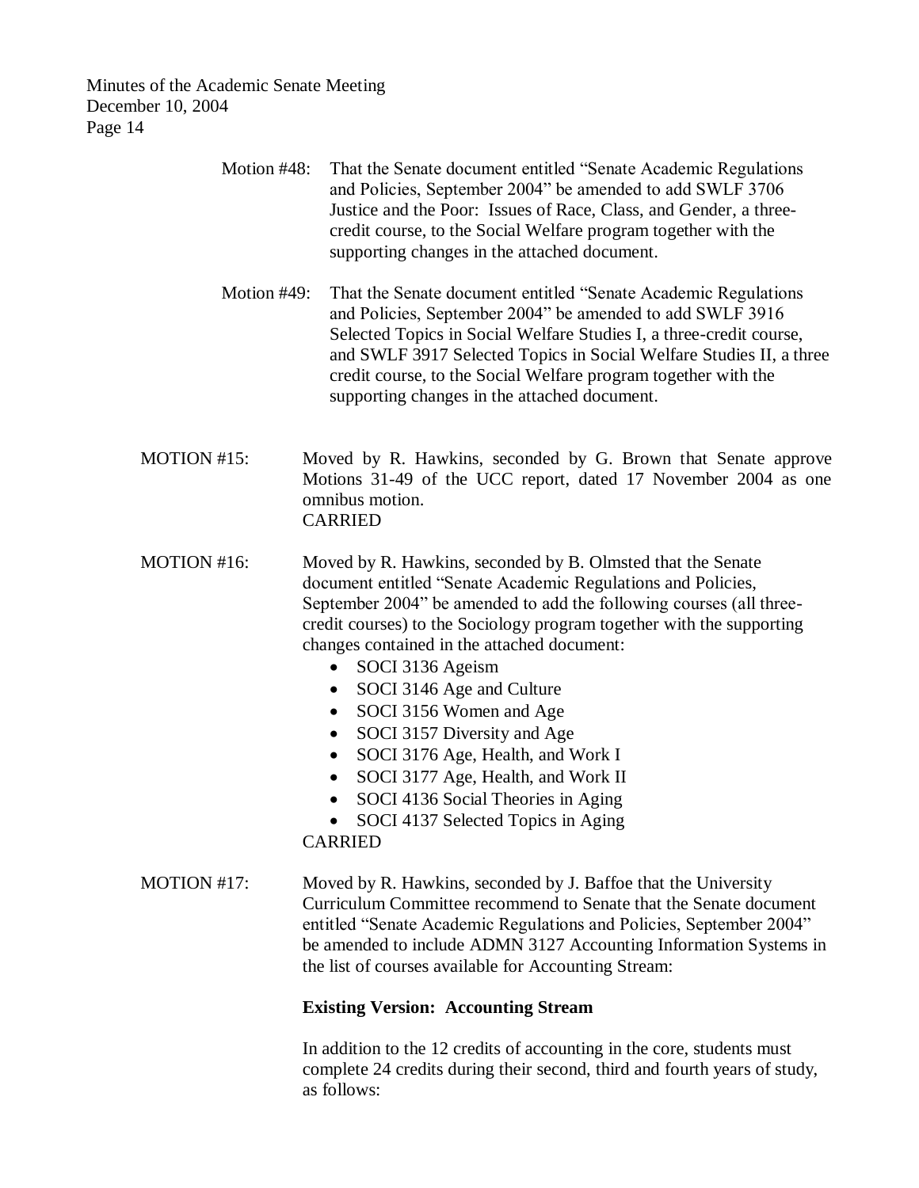Motion #48: That the Senate document entitled "Senate Academic Regulations and Policies, September 2004" be amended to add SWLF 3706 Justice and the Poor: Issues of Race, Class, and Gender, a three-credit course, to the Social Welfare program together with the supporting changes in the attached document.

Motion #49: That the Senate document entitled "Senate Academic Regulations and Policies, September 2004" be amended to add SWLF 3916 Selected Topics in Social Welfare Studies I, a three-credit course, and SWLF 3917 Selected Topics in Social Welfare Studies II, a three credit course, to the Social Welfare program together with the supporting changes in the attached document.

MOTION #15: Moved by R. Hawkins, seconded by G. Brown that Senate approve Motions 31-49 of the UCC report, dated 17 November 2004 as one omnibus motion.
CARRIED

MOTION #16: Moved by R. Hawkins, seconded by B. Olmsted that the Senate document entitled "Senate Academic Regulations and Policies, September 2004" be amended to add the following courses (all three-credit courses) to the Sociology program together with the supporting changes contained in the attached document:

- SOCI 3136 Ageism
- SOCI 3146 Age and Culture
- SOCI 3156 Women and Age
- SOCI 3157 Diversity and Age
- SOCI 3176 Age, Health, and Work I
- SOCI 3177 Age, Health, and Work II
- SOCI 4136 Social Theories in Aging
- SOCI 4137 Selected Topics in Aging

CARRIED

MOTION #17: Moved by R. Hawkins, seconded by J. Baffoe that the University Curriculum Committee recommend to Senate that the Senate document entitled "Senate Academic Regulations and Policies, September 2004" be amended to include ADMN 3127 Accounting Information Systems in the list of courses available for Accounting Stream:

**Existing Version: Accounting Stream**

In addition to the 12 credits of accounting in the core, students must complete 24 credits during their second, third and fourth years of study, as follows: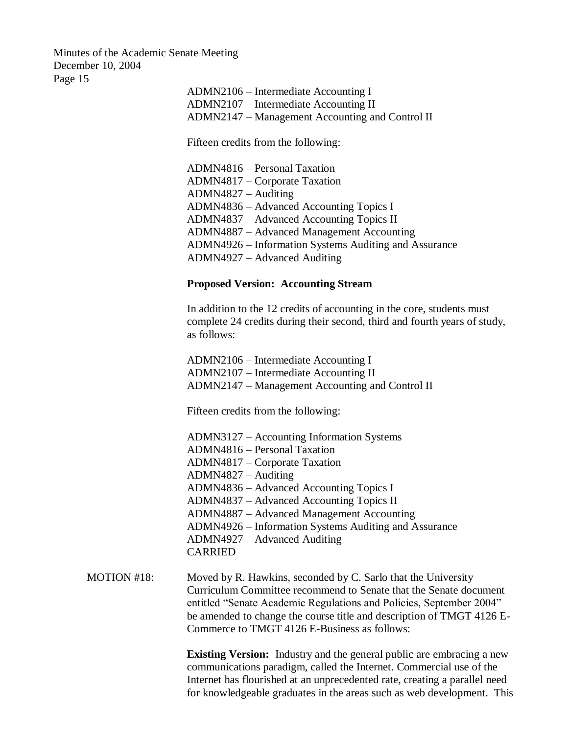ADMN2106 – Intermediate Accounting I
ADMN2107 – Intermediate Accounting II
ADMN2147 – Management Accounting and Control II

Fifteen credits from the following:

ADMN4816 – Personal Taxation
ADMN4817 – Corporate Taxation
ADMN4827 – Auditing
ADMN4836 – Advanced Accounting Topics I
ADMN4837 – Advanced Accounting Topics II
ADMN4887 – Advanced Management Accounting
ADMN4926 – Information Systems Auditing and Assurance
ADMN4927 – Advanced Auditing

**Proposed Version: Accounting Stream**

In addition to the 12 credits of accounting in the core, students must complete 24 credits during their second, third and fourth years of study, as follows:

ADMN2106 – Intermediate Accounting I
ADMN2107 – Intermediate Accounting II
ADMN2147 – Management Accounting and Control II

Fifteen credits from the following:

ADMN3127 – Accounting Information Systems
ADMN4816 – Personal Taxation
ADMN4817 – Corporate Taxation
ADMN4827 – Auditing
ADMN4836 – Advanced Accounting Topics I
ADMN4837 – Advanced Accounting Topics II
ADMN4887 – Advanced Management Accounting
ADMN4926 – Information Systems Auditing and Assurance
ADMN4927 – Advanced Auditing
CARRIED

MOTION #18: Moved by R. Hawkins, seconded by C. Sarlo that the University Curriculum Committee recommend to Senate that the Senate document entitled "Senate Academic Regulations and Policies, September 2004" be amended to change the course title and description of TMGT 4126 E-Commerce to TMGT 4126 E-Business as follows:

**Existing Version:** Industry and the general public are embracing a new communications paradigm, called the Internet. Commercial use of the Internet has flourished at an unprecedented rate, creating a parallel need for knowledgeable graduates in the areas such as web development. This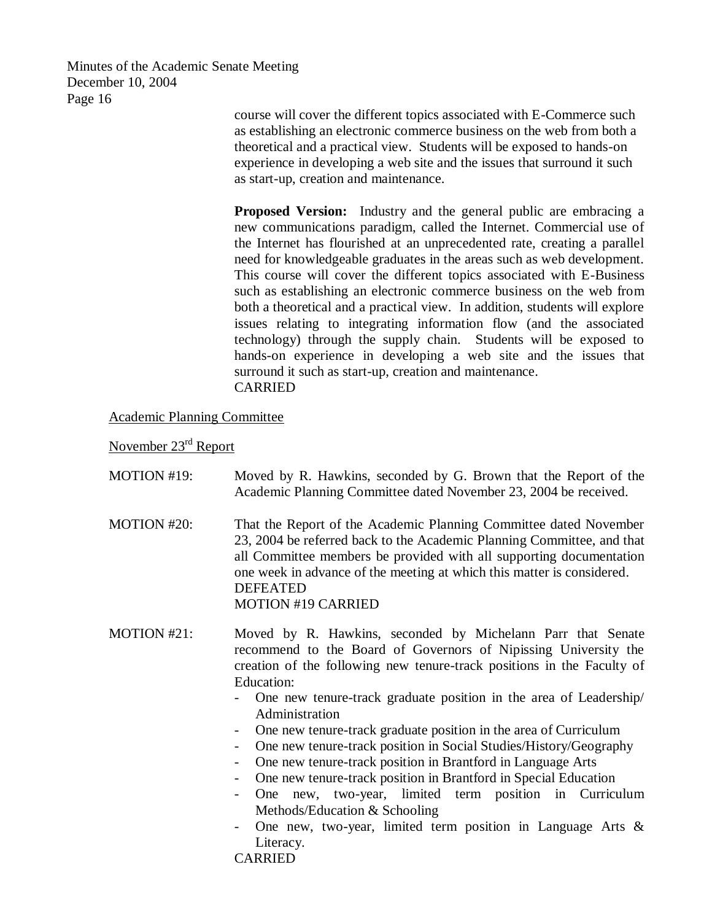course will cover the different topics associated with E-Commerce such as establishing an electronic commerce business on the web from both a theoretical and a practical view. Students will be exposed to hands-on experience in developing a web site and the issues that surround it such as start-up, creation and maintenance.

**Proposed Version:** Industry and the general public are embracing a new communications paradigm, called the Internet. Commercial use of the Internet has flourished at an unprecedented rate, creating a parallel need for knowledgeable graduates in the areas such as web development. This course will cover the different topics associated with E-Business such as establishing an electronic commerce business on the web from both a theoretical and a practical view. In addition, students will explore issues relating to integrating information flow (and the associated technology) through the supply chain. Students will be exposed to hands-on experience in developing a web site and the issues that surround it such as start-up, creation and maintenance.
CARRIED

Academic Planning Committee

November 23rd Report

MOTION #19: Moved by R. Hawkins, seconded by G. Brown that the Report of the Academic Planning Committee dated November 23, 2004 be received.

MOTION #20: That the Report of the Academic Planning Committee dated November 23, 2004 be referred back to the Academic Planning Committee, and that all Committee members be provided with all supporting documentation one week in advance of the meeting at which this matter is considered.
DEFEATED
MOTION #19 CARRIED

MOTION #21: Moved by R. Hawkins, seconded by Michelann Parr that Senate recommend to the Board of Governors of Nipissing University the creation of the following new tenure-track positions in the Faculty of Education:

- One new tenure-track graduate position in the area of Leadership/ Administration
- One new tenure-track graduate position in the area of Curriculum
- One new tenure-track position in Social Studies/History/Geography
- One new tenure-track position in Brantford in Language Arts
- One new tenure-track position in Brantford in Special Education
- One new, two-year, limited term position in Curriculum Methods/Education & Schooling
- One new, two-year, limited term position in Language Arts & Literacy.

CARRIED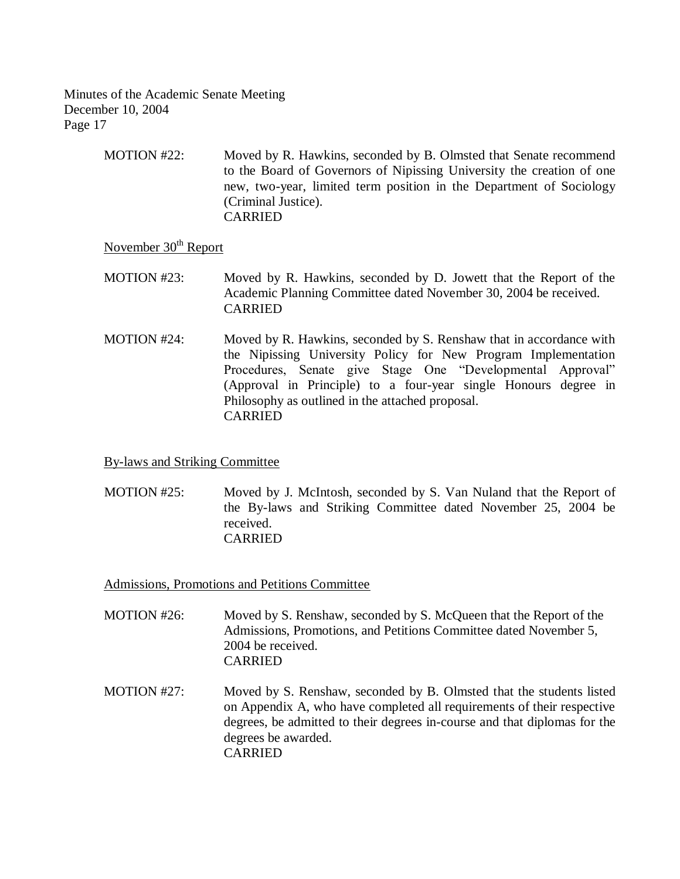MOTION #22: Moved by R. Hawkins, seconded by B. Olmsted that Senate recommend to the Board of Governors of Nipissing University the creation of one new, two-year, limited term position in the Department of Sociology (Criminal Justice).
CARRIED

November 30th Report

MOTION #23: Moved by R. Hawkins, seconded by D. Jowett that the Report of the Academic Planning Committee dated November 30, 2004 be received.
CARRIED

MOTION #24: Moved by R. Hawkins, seconded by S. Renshaw that in accordance with the Nipissing University Policy for New Program Implementation Procedures, Senate give Stage One "Developmental Approval" (Approval in Principle) to a four-year single Honours degree in Philosophy as outlined in the attached proposal.
CARRIED

By-laws and Striking Committee

MOTION #25: Moved by J. McIntosh, seconded by S. Van Nuland that the Report of the By-laws and Striking Committee dated November 25, 2004 be received.
CARRIED

Admissions, Promotions and Petitions Committee

MOTION #26: Moved by S. Renshaw, seconded by S. McQueen that the Report of the Admissions, Promotions, and Petitions Committee dated November 5, 2004 be received.
CARRIED

MOTION #27: Moved by S. Renshaw, seconded by B. Olmsted that the students listed on Appendix A, who have completed all requirements of their respective degrees, be admitted to their degrees in-course and that diplomas for the degrees be awarded.
CARRIED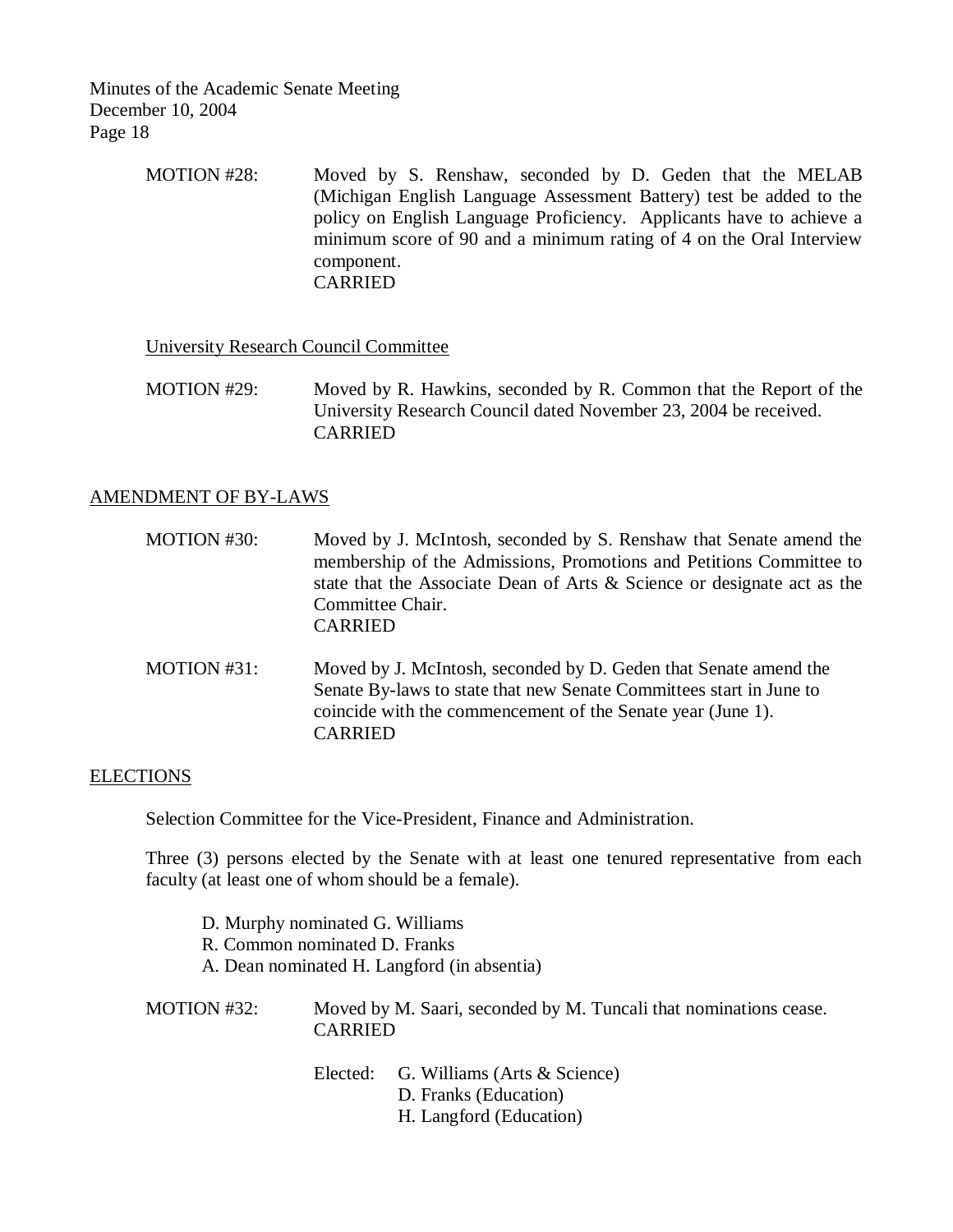MOTION #28: Moved by S. Renshaw, seconded by D. Geden that the MELAB (Michigan English Language Assessment Battery) test be added to the policy on English Language Proficiency. Applicants have to achieve a minimum score of 90 and a minimum rating of 4 on the Oral Interview component.
CARRIED

University Research Council Committee

MOTION #29: Moved by R. Hawkins, seconded by R. Common that the Report of the University Research Council dated November 23, 2004 be received.
CARRIED

## AMENDMENT OF BY-LAWS

MOTION #30: Moved by J. McIntosh, seconded by S. Renshaw that Senate amend the membership of the Admissions, Promotions and Petitions Committee to state that the Associate Dean of Arts & Science or designate act as the Committee Chair.
CARRIED

MOTION #31: Moved by J. McIntosh, seconded by D. Geden that Senate amend the Senate By-laws to state that new Senate Committees start in June to coincide with the commencement of the Senate year (June 1).
CARRIED

## ELECTIONS

Selection Committee for the Vice-President, Finance and Administration.

Three (3) persons elected by the Senate with at least one tenured representative from each faculty (at least one of whom should be a female).

D. Murphy nominated G. Williams
R. Common nominated D. Franks
A. Dean nominated H. Langford (in absentia)

MOTION #32: Moved by M. Saari, seconded by M. Tuncali that nominations cease.
CARRIED

Elected: G. Williams (Arts & Science)
D. Franks (Education)
H. Langford (Education)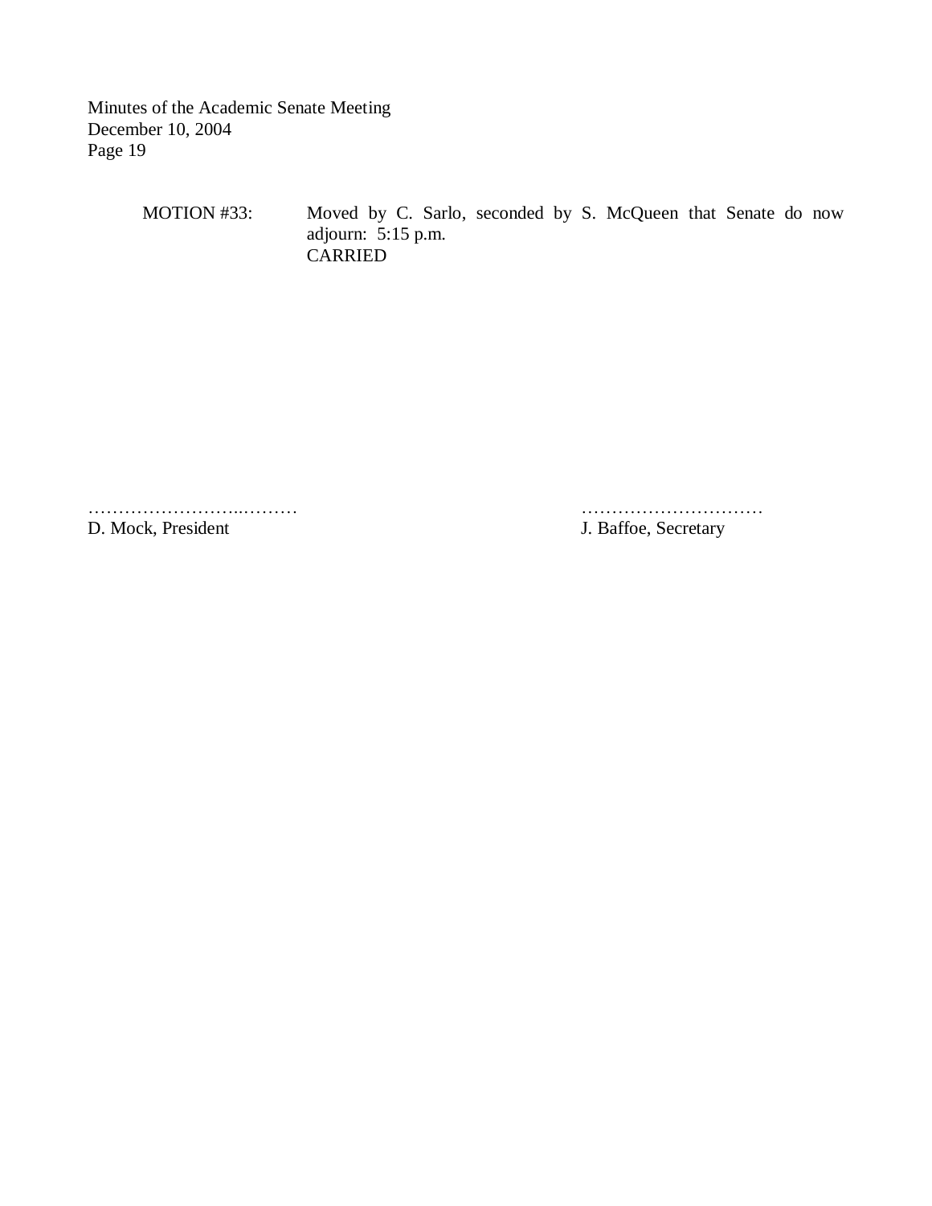MOTION #33: Moved by C. Sarlo, seconded by S. McQueen that Senate do now adjourn: 5:15 p.m.
CARRIED

……………………..……… ………………………… 
D. Mock, President J. Baffoe, Secretary